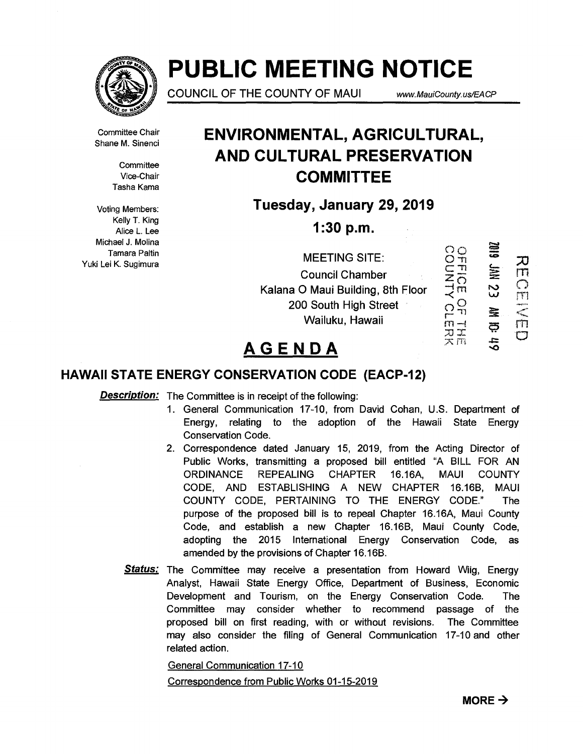# PUBLIC MEETING NOTICE

COUNCIL OF THE COUNTY OF MAUI www.MauiCounty.us/EACP

Committee Chair
Shane M. Sinenci

Committee
Vice-Chair
Tasha Kama

Voting Members:
Kelly T. King
Alice L. Lee
Michael J. Molina
Tamara Paltin
Yuki Lei K. Sugimura

## ENVIRONMENTAL, AGRICULTURAL, AND CULTURAL PRESERVATION COMMITTEE

**Tuesday, January 29, 2019**

**1:30 p.m.**

MEETING SITE:
Council Chamber
Kalana O Maui Building, 8th Floor
200 South High Street
Wailuku, Hawaii

OFFICE OF THE COUNTY CLERK
2019 JAN 23 AM 10:49
RECEIVED

## AGENDA

### HAWAII STATE ENERGY CONSERVATION CODE (EACP-12)

***Description:*** The Committee is in receipt of the following:

1. General Communication 17-10, from David Cohan, U.S. Department of Energy, relating to the adoption of the Hawaii State Energy Conservation Code.
2. Correspondence dated January 15, 2019, from the Acting Director of Public Works, transmitting a proposed bill entitled "A BILL FOR AN ORDINANCE REPEALING CHAPTER 16.16A, MAUI COUNTY CODE, AND ESTABLISHING A NEW CHAPTER 16.16B, MAUI COUNTY CODE, PERTAINING TO THE ENERGY CODE." The purpose of the proposed bill is to repeal Chapter 16.16A, Maui County Code, and establish a new Chapter 16.16B, Maui County Code, adopting the 2015 International Energy Conservation Code, as amended by the provisions of Chapter 16.16B.

***Status:*** The Committee may receive a presentation from Howard Wiig, Energy Analyst, Hawaii State Energy Office, Department of Business, Economic Development and Tourism, on the Energy Conservation Code. The Committee may consider whether to recommend passage of the proposed bill on first reading, with or without revisions. The Committee may also consider the filing of General Communication 17-10 and other related action.

General Communication 17-10

Correspondence from Public Works 01-15-2019

**MORE →**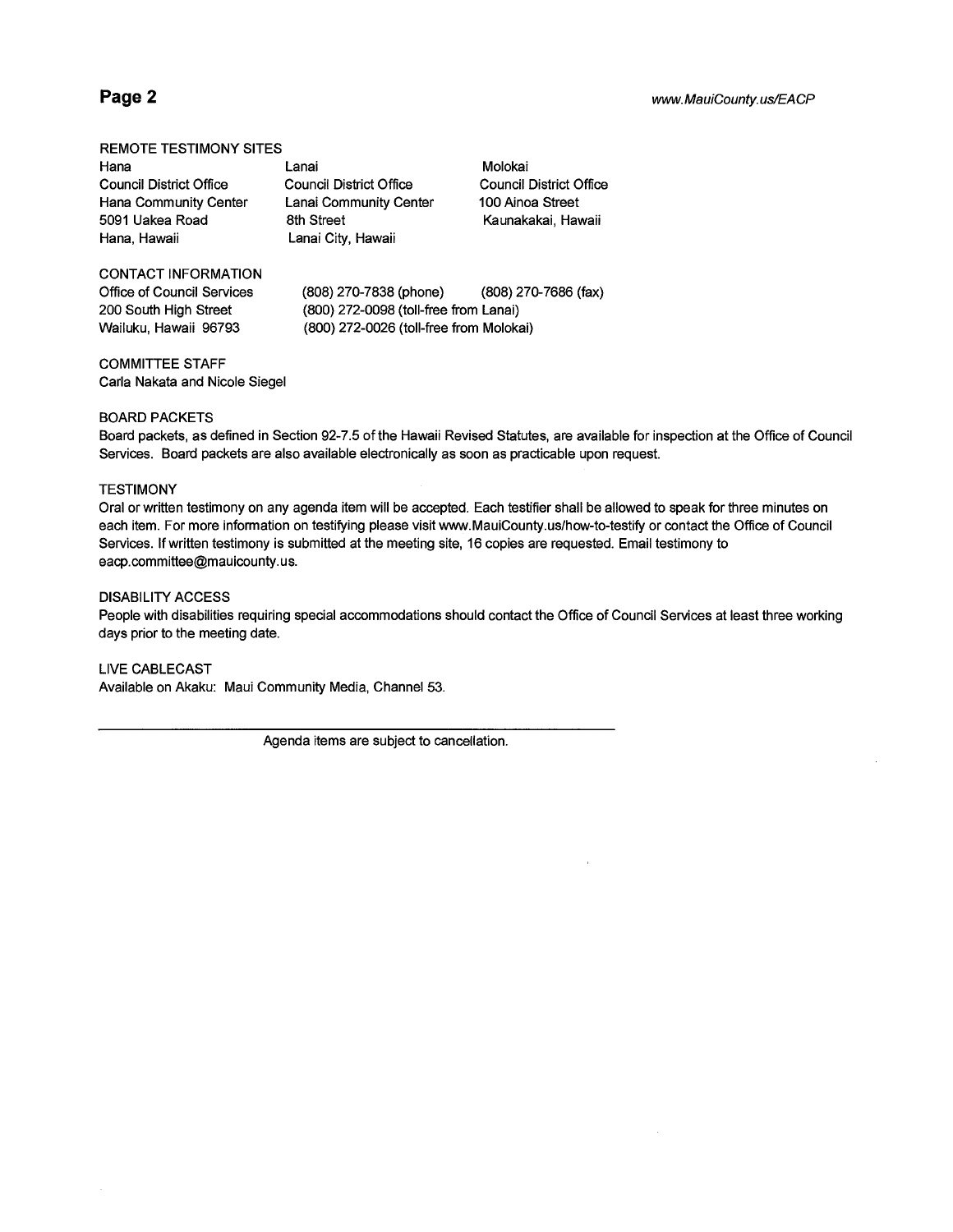REMOTE TESTIMONY SITES

| Hana | Lanai | Molokai |
| --- | --- | --- |
| Council District Office | Council District Office | Council District Office |
| Hana Community Center | Lanai Community Center | 100 Ainoa Street |
| 5091 Uakea Road | 8th Street | Kaunakakai, Hawaii |
| Hana, Hawaii | Lanai City, Hawaii | |

CONTACT INFORMATION

| | | |
| --- | --- | --- |
| Office of Council Services | (808) 270-7838 (phone) | (808) 270-7686 (fax) |
| 200 South High Street | (800) 272-0098 (toll-free from Lanai) | |
| Wailuku, Hawaii 96793 | (800) 272-0026 (toll-free from Molokai) | |

COMMITTEE STAFF
Carla Nakata and Nicole Siegel

BOARD PACKETS
Board packets, as defined in Section 92-7.5 of the Hawaii Revised Statutes, are available for inspection at the Office of Council Services. Board packets are also available electronically as soon as practicable upon request.

TESTIMONY
Oral or written testimony on any agenda item will be accepted. Each testifier shall be allowed to speak for three minutes on each item. For more information on testifying please visit www.MauiCounty.us/how-to-testify or contact the Office of Council Services. If written testimony is submitted at the meeting site, 16 copies are requested. Email testimony to eacp.committee@mauicounty.us.

DISABILITY ACCESS
People with disabilities requiring special accommodations should contact the Office of Council Services at least three working days prior to the meeting date.

LIVE CABLECAST
Available on Akaku: Maui Community Media, Channel 53.

---

Agenda items are subject to cancellation.